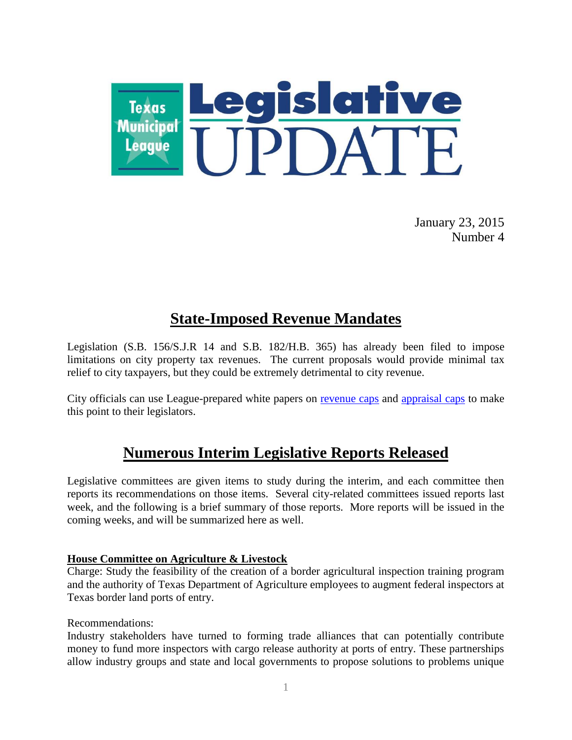# Texas Municipal League Legislative UPDATE

January 23, 2015
Number 4

## State-Imposed Revenue Mandates

Legislation (S.B. 156/S.J.R 14 and S.B. 182/H.B. 365) has already been filed to impose limitations on city property tax revenues. The current proposals would provide minimal tax relief to city taxpayers, but they could be extremely detrimental to city revenue.

City officials can use League-prepared white papers on revenue caps and appraisal caps to make this point to their legislators.

## Numerous Interim Legislative Reports Released

Legislative committees are given items to study during the interim, and each committee then reports its recommendations on those items. Several city-related committees issued reports last week, and the following is a brief summary of those reports. More reports will be issued in the coming weeks, and will be summarized here as well.

**House Committee on Agriculture & Livestock**

Charge: Study the feasibility of the creation of a border agricultural inspection training program and the authority of Texas Department of Agriculture employees to augment federal inspectors at Texas border land ports of entry.

Recommendations:

Industry stakeholders have turned to forming trade alliances that can potentially contribute money to fund more inspectors with cargo release authority at ports of entry. These partnerships allow industry groups and state and local governments to propose solutions to problems unique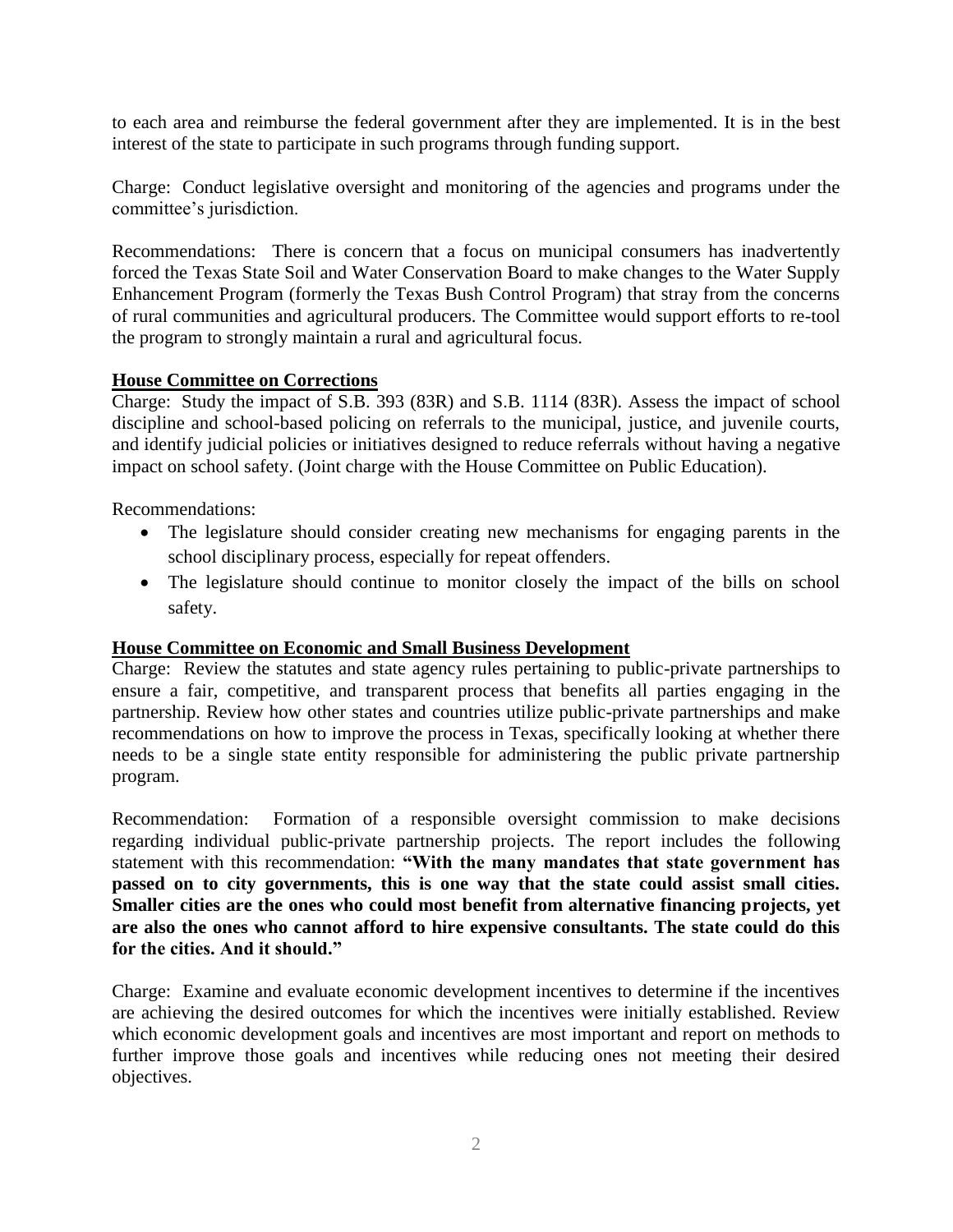to each area and reimburse the federal government after they are implemented. It is in the best interest of the state to participate in such programs through funding support.

Charge: Conduct legislative oversight and monitoring of the agencies and programs under the committee's jurisdiction.

Recommendations: There is concern that a focus on municipal consumers has inadvertently forced the Texas State Soil and Water Conservation Board to make changes to the Water Supply Enhancement Program (formerly the Texas Bush Control Program) that stray from the concerns of rural communities and agricultural producers. The Committee would support efforts to re-tool the program to strongly maintain a rural and agricultural focus.

**House Committee on Corrections**

Charge: Study the impact of S.B. 393 (83R) and S.B. 1114 (83R). Assess the impact of school discipline and school-based policing on referrals to the municipal, justice, and juvenile courts, and identify judicial policies or initiatives designed to reduce referrals without having a negative impact on school safety. (Joint charge with the House Committee on Public Education).

Recommendations:

- The legislature should consider creating new mechanisms for engaging parents in the school disciplinary process, especially for repeat offenders.
- The legislature should continue to monitor closely the impact of the bills on school safety.

**House Committee on Economic and Small Business Development**

Charge: Review the statutes and state agency rules pertaining to public-private partnerships to ensure a fair, competitive, and transparent process that benefits all parties engaging in the partnership. Review how other states and countries utilize public-private partnerships and make recommendations on how to improve the process in Texas, specifically looking at whether there needs to be a single state entity responsible for administering the public private partnership program.

Recommendation: Formation of a responsible oversight commission to make decisions regarding individual public-private partnership projects. The report includes the following statement with this recommendation: **"With the many mandates that state government has passed on to city governments, this is one way that the state could assist small cities. Smaller cities are the ones who could most benefit from alternative financing projects, yet are also the ones who cannot afford to hire expensive consultants. The state could do this for the cities. And it should."**

Charge: Examine and evaluate economic development incentives to determine if the incentives are achieving the desired outcomes for which the incentives were initially established. Review which economic development goals and incentives are most important and report on methods to further improve those goals and incentives while reducing ones not meeting their desired objectives.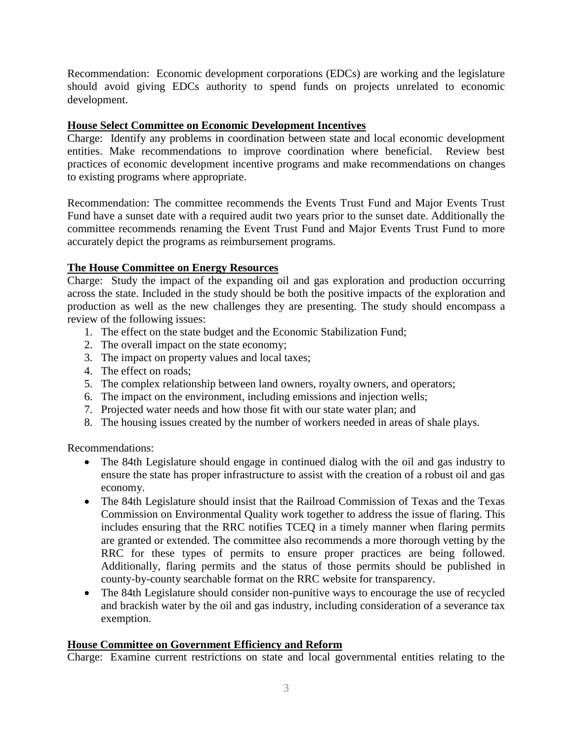Recommendation: Economic development corporations (EDCs) are working and the legislature should avoid giving EDCs authority to spend funds on projects unrelated to economic development.

**House Select Committee on Economic Development Incentives**

Charge: Identify any problems in coordination between state and local economic development entities. Make recommendations to improve coordination where beneficial. Review best practices of economic development incentive programs and make recommendations on changes to existing programs where appropriate.

Recommendation: The committee recommends the Events Trust Fund and Major Events Trust Fund have a sunset date with a required audit two years prior to the sunset date. Additionally the committee recommends renaming the Event Trust Fund and Major Events Trust Fund to more accurately depict the programs as reimbursement programs.

**The House Committee on Energy Resources**

Charge: Study the impact of the expanding oil and gas exploration and production occurring across the state. Included in the study should be both the positive impacts of the exploration and production as well as the new challenges they are presenting. The study should encompass a review of the following issues:

1. The effect on the state budget and the Economic Stabilization Fund;
2. The overall impact on the state economy;
3. The impact on property values and local taxes;
4. The effect on roads;
5. The complex relationship between land owners, royalty owners, and operators;
6. The impact on the environment, including emissions and injection wells;
7. Projected water needs and how those fit with our state water plan; and
8. The housing issues created by the number of workers needed in areas of shale plays.

Recommendations:

- The 84th Legislature should engage in continued dialog with the oil and gas industry to ensure the state has proper infrastructure to assist with the creation of a robust oil and gas economy.
- The 84th Legislature should insist that the Railroad Commission of Texas and the Texas Commission on Environmental Quality work together to address the issue of flaring. This includes ensuring that the RRC notifies TCEQ in a timely manner when flaring permits are granted or extended. The committee also recommends a more thorough vetting by the RRC for these types of permits to ensure proper practices are being followed. Additionally, flaring permits and the status of those permits should be published in county-by-county searchable format on the RRC website for transparency.
- The 84th Legislature should consider non-punitive ways to encourage the use of recycled and brackish water by the oil and gas industry, including consideration of a severance tax exemption.

**House Committee on Government Efficiency and Reform**

Charge: Examine current restrictions on state and local governmental entities relating to the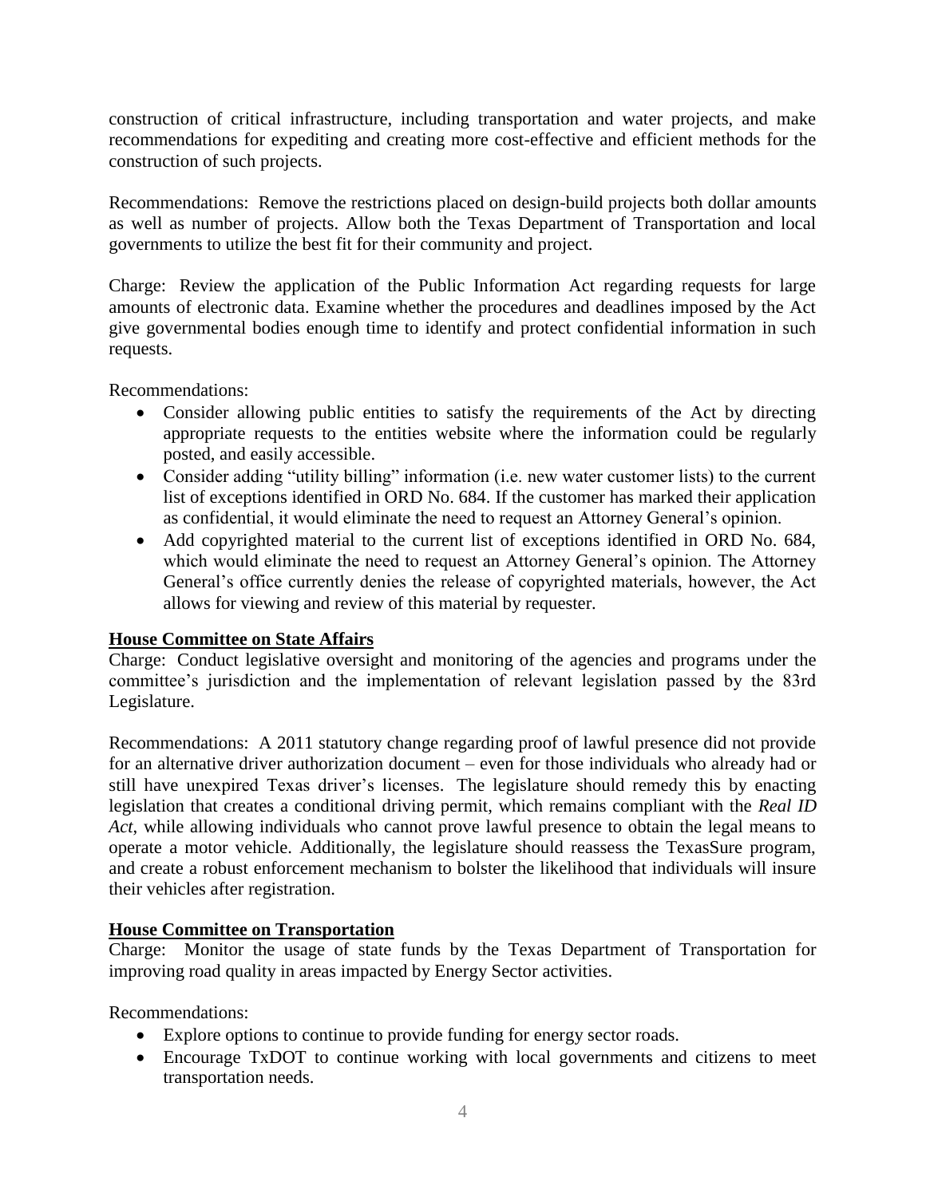construction of critical infrastructure, including transportation and water projects, and make recommendations for expediting and creating more cost-effective and efficient methods for the construction of such projects.

Recommendations: Remove the restrictions placed on design-build projects both dollar amounts as well as number of projects. Allow both the Texas Department of Transportation and local governments to utilize the best fit for their community and project.

Charge: Review the application of the Public Information Act regarding requests for large amounts of electronic data. Examine whether the procedures and deadlines imposed by the Act give governmental bodies enough time to identify and protect confidential information in such requests.

Recommendations:

- Consider allowing public entities to satisfy the requirements of the Act by directing appropriate requests to the entities website where the information could be regularly posted, and easily accessible.
- Consider adding "utility billing" information (i.e. new water customer lists) to the current list of exceptions identified in ORD No. 684. If the customer has marked their application as confidential, it would eliminate the need to request an Attorney General's opinion.
- Add copyrighted material to the current list of exceptions identified in ORD No. 684, which would eliminate the need to request an Attorney General's opinion. The Attorney General's office currently denies the release of copyrighted materials, however, the Act allows for viewing and review of this material by requester.

**House Committee on State Affairs**

Charge: Conduct legislative oversight and monitoring of the agencies and programs under the committee's jurisdiction and the implementation of relevant legislation passed by the 83rd Legislature.

Recommendations: A 2011 statutory change regarding proof of lawful presence did not provide for an alternative driver authorization document – even for those individuals who already had or still have unexpired Texas driver's licenses. The legislature should remedy this by enacting legislation that creates a conditional driving permit, which remains compliant with the *Real ID Act*, while allowing individuals who cannot prove lawful presence to obtain the legal means to operate a motor vehicle. Additionally, the legislature should reassess the TexasSure program, and create a robust enforcement mechanism to bolster the likelihood that individuals will insure their vehicles after registration.

**House Committee on Transportation**

Charge: Monitor the usage of state funds by the Texas Department of Transportation for improving road quality in areas impacted by Energy Sector activities.

Recommendations:

- Explore options to continue to provide funding for energy sector roads.
- Encourage TxDOT to continue working with local governments and citizens to meet transportation needs.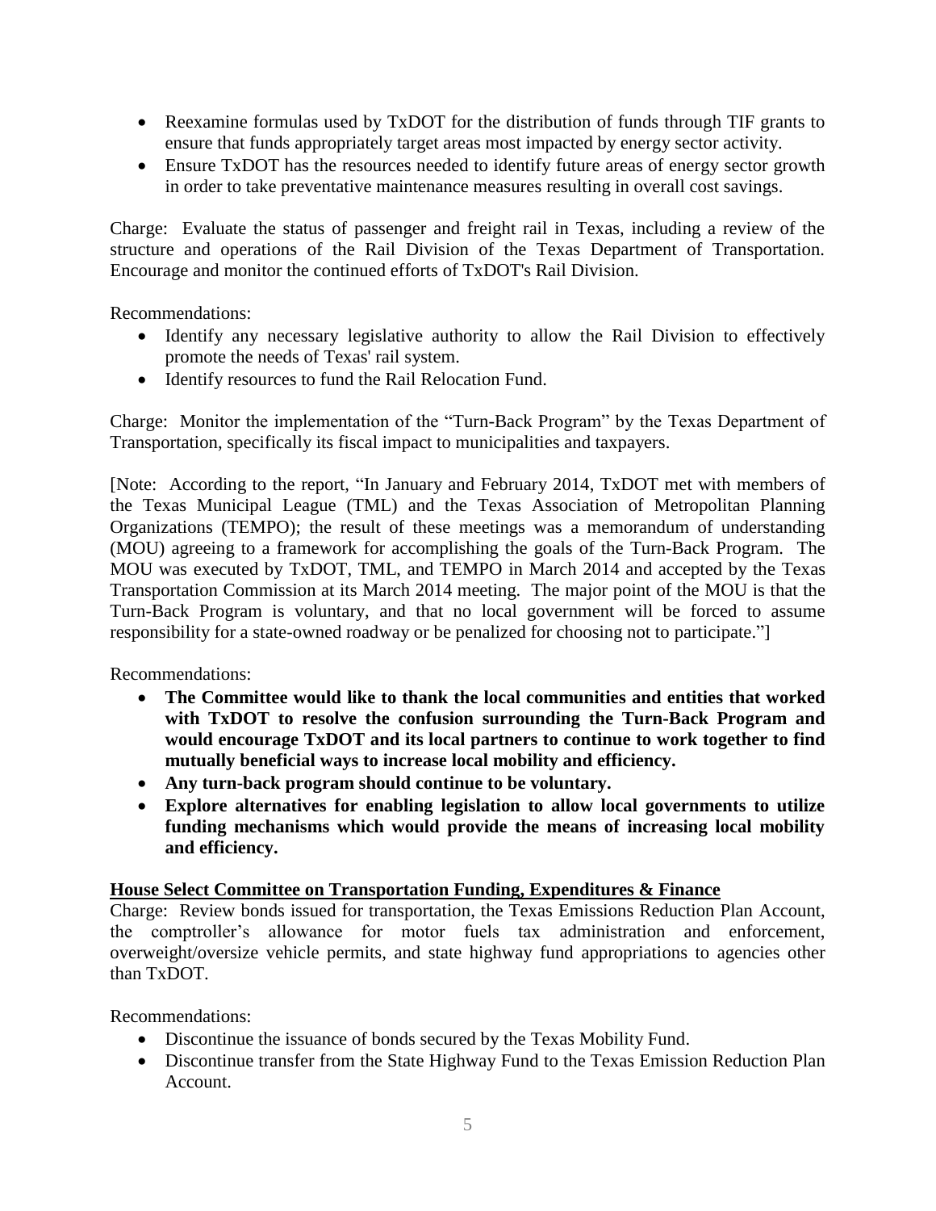- Reexamine formulas used by TxDOT for the distribution of funds through TIF grants to ensure that funds appropriately target areas most impacted by energy sector activity.
- Ensure TxDOT has the resources needed to identify future areas of energy sector growth in order to take preventative maintenance measures resulting in overall cost savings.

Charge: Evaluate the status of passenger and freight rail in Texas, including a review of the structure and operations of the Rail Division of the Texas Department of Transportation. Encourage and monitor the continued efforts of TxDOT's Rail Division.

Recommendations:

- Identify any necessary legislative authority to allow the Rail Division to effectively promote the needs of Texas' rail system.
- Identify resources to fund the Rail Relocation Fund.

Charge: Monitor the implementation of the "Turn-Back Program" by the Texas Department of Transportation, specifically its fiscal impact to municipalities and taxpayers.

[Note: According to the report, "In January and February 2014, TxDOT met with members of the Texas Municipal League (TML) and the Texas Association of Metropolitan Planning Organizations (TEMPO); the result of these meetings was a memorandum of understanding (MOU) agreeing to a framework for accomplishing the goals of the Turn-Back Program. The MOU was executed by TxDOT, TML, and TEMPO in March 2014 and accepted by the Texas Transportation Commission at its March 2014 meeting. The major point of the MOU is that the Turn-Back Program is voluntary, and that no local government will be forced to assume responsibility for a state-owned roadway or be penalized for choosing not to participate."]

Recommendations:

- **The Committee would like to thank the local communities and entities that worked with TxDOT to resolve the confusion surrounding the Turn-Back Program and would encourage TxDOT and its local partners to continue to work together to find mutually beneficial ways to increase local mobility and efficiency.**
- **Any turn-back program should continue to be voluntary.**
- **Explore alternatives for enabling legislation to allow local governments to utilize funding mechanisms which would provide the means of increasing local mobility and efficiency.**

**House Select Committee on Transportation Funding, Expenditures & Finance**

Charge: Review bonds issued for transportation, the Texas Emissions Reduction Plan Account, the comptroller's allowance for motor fuels tax administration and enforcement, overweight/oversize vehicle permits, and state highway fund appropriations to agencies other than TxDOT.

Recommendations:

- Discontinue the issuance of bonds secured by the Texas Mobility Fund.
- Discontinue transfer from the State Highway Fund to the Texas Emission Reduction Plan Account.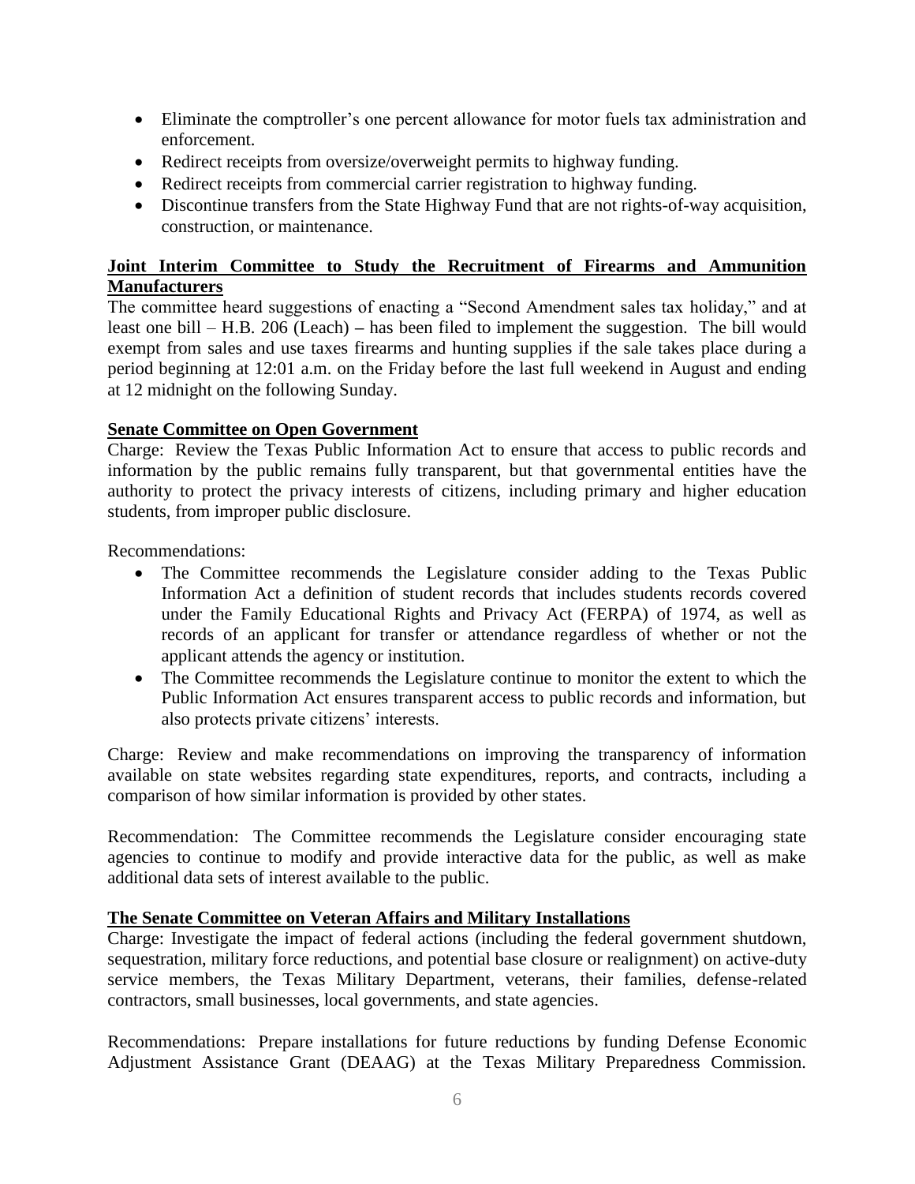- Eliminate the comptroller's one percent allowance for motor fuels tax administration and enforcement.
- Redirect receipts from oversize/overweight permits to highway funding.
- Redirect receipts from commercial carrier registration to highway funding.
- Discontinue transfers from the State Highway Fund that are not rights-of-way acquisition, construction, or maintenance.

**Joint Interim Committee to Study the Recruitment of Firearms and Ammunition Manufacturers**

The committee heard suggestions of enacting a "Second Amendment sales tax holiday," and at least one bill – H.B. 206 (Leach) **–** has been filed to implement the suggestion. The bill would exempt from sales and use taxes firearms and hunting supplies if the sale takes place during a period beginning at 12:01 a.m. on the Friday before the last full weekend in August and ending at 12 midnight on the following Sunday.

**Senate Committee on Open Government**

Charge: Review the Texas Public Information Act to ensure that access to public records and information by the public remains fully transparent, but that governmental entities have the authority to protect the privacy interests of citizens, including primary and higher education students, from improper public disclosure.

Recommendations:

- The Committee recommends the Legislature consider adding to the Texas Public Information Act a definition of student records that includes students records covered under the Family Educational Rights and Privacy Act (FERPA) of 1974, as well as records of an applicant for transfer or attendance regardless of whether or not the applicant attends the agency or institution.
- The Committee recommends the Legislature continue to monitor the extent to which the Public Information Act ensures transparent access to public records and information, but also protects private citizens' interests.

Charge: Review and make recommendations on improving the transparency of information available on state websites regarding state expenditures, reports, and contracts, including a comparison of how similar information is provided by other states.

Recommendation: The Committee recommends the Legislature consider encouraging state agencies to continue to modify and provide interactive data for the public, as well as make additional data sets of interest available to the public.

**The Senate Committee on Veteran Affairs and Military Installations**

Charge: Investigate the impact of federal actions (including the federal government shutdown, sequestration, military force reductions, and potential base closure or realignment) on active-duty service members, the Texas Military Department, veterans, their families, defense-related contractors, small businesses, local governments, and state agencies.

Recommendations: Prepare installations for future reductions by funding Defense Economic Adjustment Assistance Grant (DEAAG) at the Texas Military Preparedness Commission.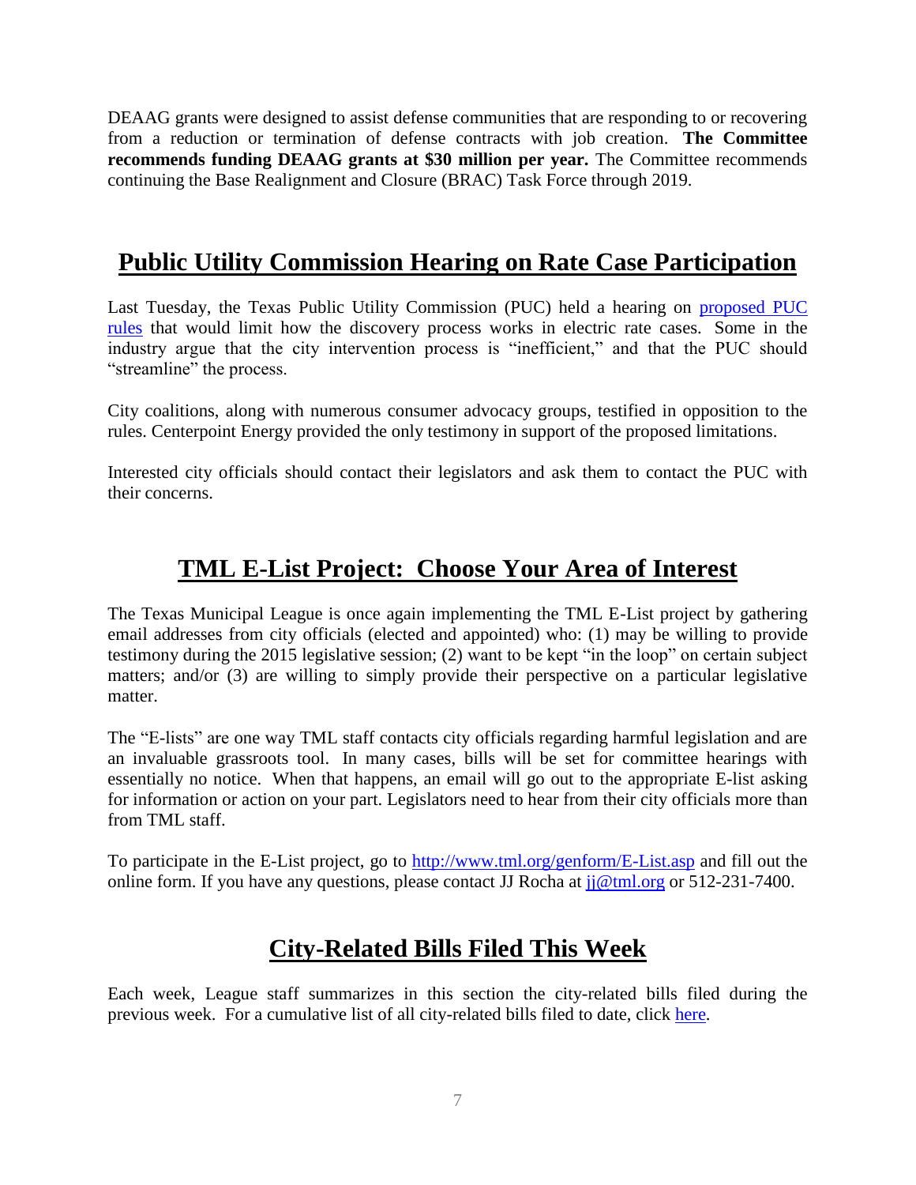DEAAG grants were designed to assist defense communities that are responding to or recovering from a reduction or termination of defense contracts with job creation. **The Committee recommends funding DEAAG grants at $30 million per year.** The Committee recommends continuing the Base Realignment and Closure (BRAC) Task Force through 2019.

## Public Utility Commission Hearing on Rate Case Participation

Last Tuesday, the Texas Public Utility Commission (PUC) held a hearing on [proposed PUC rules]() that would limit how the discovery process works in electric rate cases. Some in the industry argue that the city intervention process is "inefficient," and that the PUC should "streamline" the process.

City coalitions, along with numerous consumer advocacy groups, testified in opposition to the rules. Centerpoint Energy provided the only testimony in support of the proposed limitations.

Interested city officials should contact their legislators and ask them to contact the PUC with their concerns.

## TML E-List Project: Choose Your Area of Interest

The Texas Municipal League is once again implementing the TML E-List project by gathering email addresses from city officials (elected and appointed) who: (1) may be willing to provide testimony during the 2015 legislative session; (2) want to be kept "in the loop" on certain subject matters; and/or (3) are willing to simply provide their perspective on a particular legislative matter.

The "E-lists" are one way TML staff contacts city officials regarding harmful legislation and are an invaluable grassroots tool. In many cases, bills will be set for committee hearings with essentially no notice. When that happens, an email will go out to the appropriate E-list asking for information or action on your part. Legislators need to hear from their city officials more than from TML staff.

To participate in the E-List project, go to [http://www.tml.org/genform/E-List.asp](http://www.tml.org/genform/E-List.asp) and fill out the online form. If you have any questions, please contact JJ Rocha at [jj@tml.org](mailto:jj@tml.org) or 512-231-7400.

## City-Related Bills Filed This Week

Each week, League staff summarizes in this section the city-related bills filed during the previous week. For a cumulative list of all city-related bills filed to date, click [here]().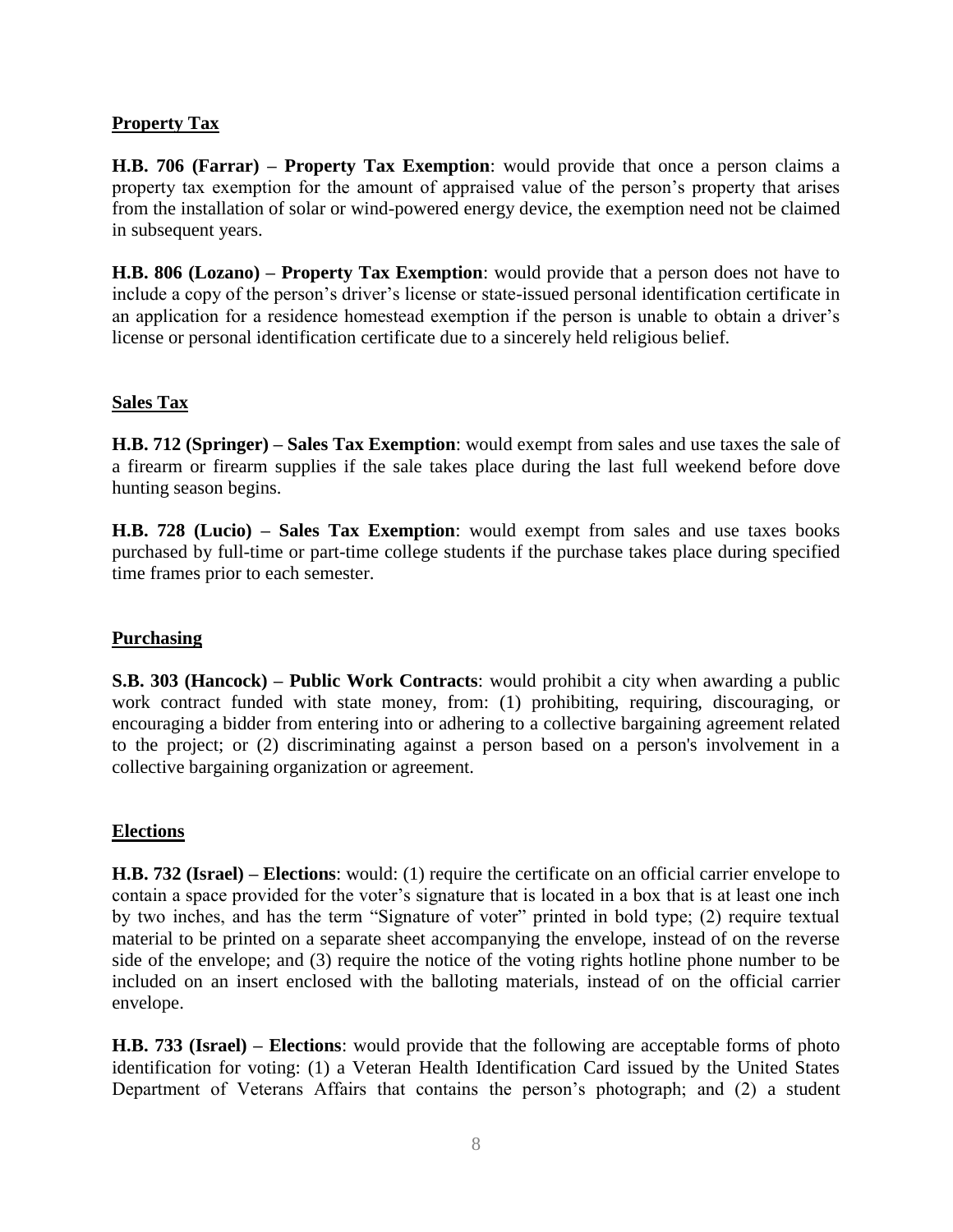**Property Tax**

**H.B. 706 (Farrar) – Property Tax Exemption**: would provide that once a person claims a property tax exemption for the amount of appraised value of the person's property that arises from the installation of solar or wind-powered energy device, the exemption need not be claimed in subsequent years.

**H.B. 806 (Lozano) – Property Tax Exemption**: would provide that a person does not have to include a copy of the person's driver's license or state-issued personal identification certificate in an application for a residence homestead exemption if the person is unable to obtain a driver's license or personal identification certificate due to a sincerely held religious belief.

**Sales Tax**

**H.B. 712 (Springer) – Sales Tax Exemption**: would exempt from sales and use taxes the sale of a firearm or firearm supplies if the sale takes place during the last full weekend before dove hunting season begins.

**H.B. 728 (Lucio) – Sales Tax Exemption**: would exempt from sales and use taxes books purchased by full-time or part-time college students if the purchase takes place during specified time frames prior to each semester.

**Purchasing**

**S.B. 303 (Hancock) – Public Work Contracts**: would prohibit a city when awarding a public work contract funded with state money, from: (1) prohibiting, requiring, discouraging, or encouraging a bidder from entering into or adhering to a collective bargaining agreement related to the project; or (2) discriminating against a person based on a person's involvement in a collective bargaining organization or agreement.

**Elections**

**H.B. 732 (Israel) – Elections**: would: (1) require the certificate on an official carrier envelope to contain a space provided for the voter's signature that is located in a box that is at least one inch by two inches, and has the term "Signature of voter" printed in bold type; (2) require textual material to be printed on a separate sheet accompanying the envelope, instead of on the reverse side of the envelope; and (3) require the notice of the voting rights hotline phone number to be included on an insert enclosed with the balloting materials, instead of on the official carrier envelope.

**H.B. 733 (Israel) – Elections**: would provide that the following are acceptable forms of photo identification for voting: (1) a Veteran Health Identification Card issued by the United States Department of Veterans Affairs that contains the person's photograph; and (2) a student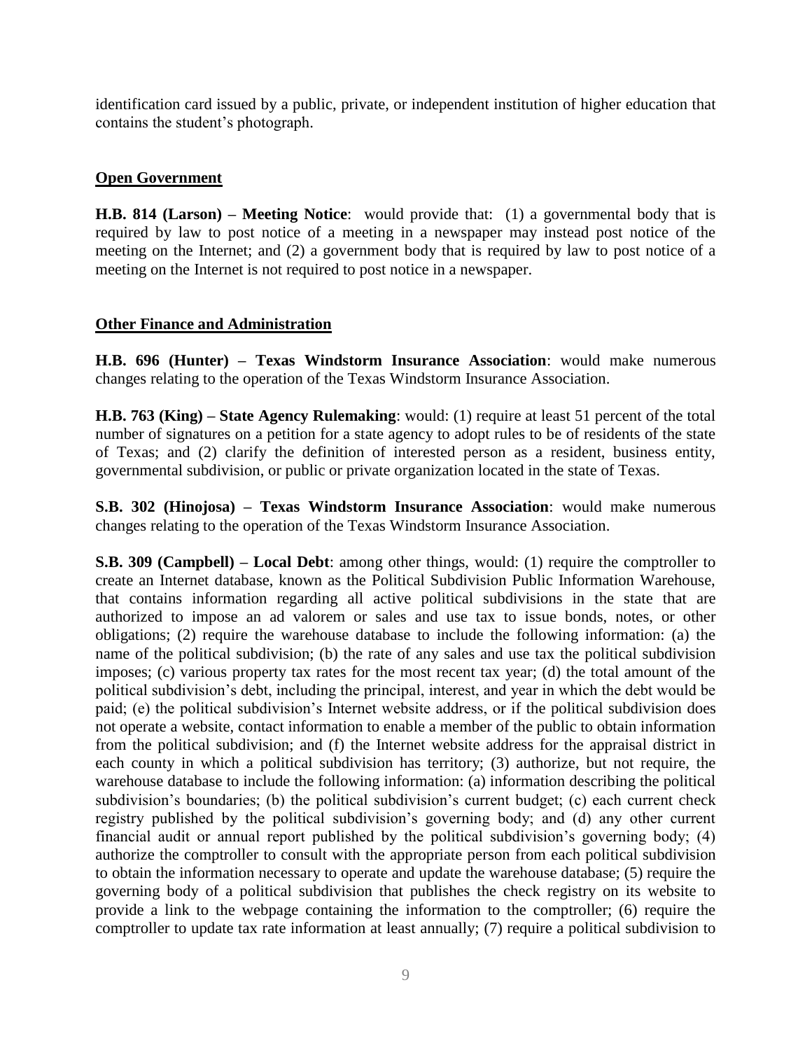identification card issued by a public, private, or independent institution of higher education that contains the student's photograph.

## Open Government

**H.B. 814 (Larson) – Meeting Notice**: would provide that: (1) a governmental body that is required by law to post notice of a meeting in a newspaper may instead post notice of the meeting on the Internet; and (2) a government body that is required by law to post notice of a meeting on the Internet is not required to post notice in a newspaper.

## Other Finance and Administration

**H.B. 696 (Hunter) – Texas Windstorm Insurance Association**: would make numerous changes relating to the operation of the Texas Windstorm Insurance Association.

**H.B. 763 (King) – State Agency Rulemaking**: would: (1) require at least 51 percent of the total number of signatures on a petition for a state agency to adopt rules to be of residents of the state of Texas; and (2) clarify the definition of interested person as a resident, business entity, governmental subdivision, or public or private organization located in the state of Texas.

**S.B. 302 (Hinojosa) – Texas Windstorm Insurance Association**: would make numerous changes relating to the operation of the Texas Windstorm Insurance Association.

**S.B. 309 (Campbell) – Local Debt**: among other things, would: (1) require the comptroller to create an Internet database, known as the Political Subdivision Public Information Warehouse, that contains information regarding all active political subdivisions in the state that are authorized to impose an ad valorem or sales and use tax to issue bonds, notes, or other obligations; (2) require the warehouse database to include the following information: (a) the name of the political subdivision; (b) the rate of any sales and use tax the political subdivision imposes; (c) various property tax rates for the most recent tax year; (d) the total amount of the political subdivision's debt, including the principal, interest, and year in which the debt would be paid; (e) the political subdivision's Internet website address, or if the political subdivision does not operate a website, contact information to enable a member of the public to obtain information from the political subdivision; and (f) the Internet website address for the appraisal district in each county in which a political subdivision has territory; (3) authorize, but not require, the warehouse database to include the following information: (a) information describing the political subdivision's boundaries; (b) the political subdivision's current budget; (c) each current check registry published by the political subdivision's governing body; and (d) any other current financial audit or annual report published by the political subdivision's governing body; (4) authorize the comptroller to consult with the appropriate person from each political subdivision to obtain the information necessary to operate and update the warehouse database; (5) require the governing body of a political subdivision that publishes the check registry on its website to provide a link to the webpage containing the information to the comptroller; (6) require the comptroller to update tax rate information at least annually; (7) require a political subdivision to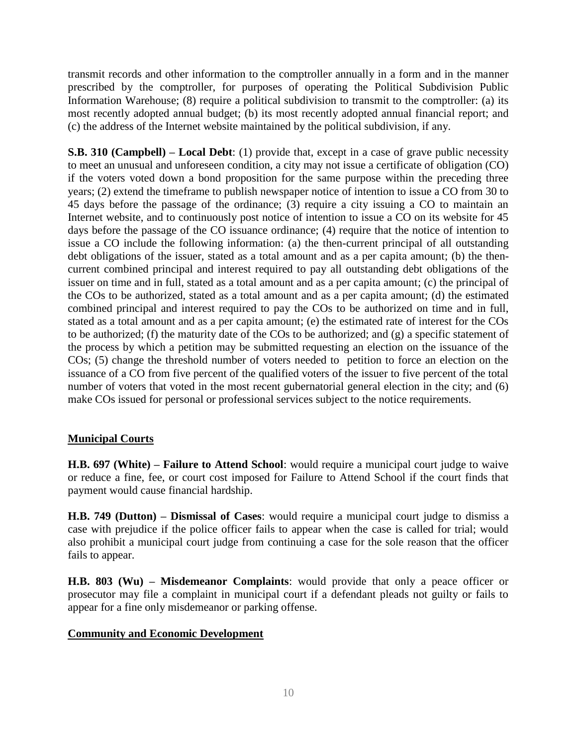transmit records and other information to the comptroller annually in a form and in the manner prescribed by the comptroller, for purposes of operating the Political Subdivision Public Information Warehouse; (8) require a political subdivision to transmit to the comptroller: (a) its most recently adopted annual budget; (b) its most recently adopted annual financial report; and (c) the address of the Internet website maintained by the political subdivision, if any.

**S.B. 310 (Campbell) – Local Debt**: (1) provide that, except in a case of grave public necessity to meet an unusual and unforeseen condition, a city may not issue a certificate of obligation (CO) if the voters voted down a bond proposition for the same purpose within the preceding three years; (2) extend the timeframe to publish newspaper notice of intention to issue a CO from 30 to 45 days before the passage of the ordinance; (3) require a city issuing a CO to maintain an Internet website, and to continuously post notice of intention to issue a CO on its website for 45 days before the passage of the CO issuance ordinance; (4) require that the notice of intention to issue a CO include the following information: (a) the then-current principal of all outstanding debt obligations of the issuer, stated as a total amount and as a per capita amount; (b) the then-current combined principal and interest required to pay all outstanding debt obligations of the issuer on time and in full, stated as a total amount and as a per capita amount; (c) the principal of the COs to be authorized, stated as a total amount and as a per capita amount; (d) the estimated combined principal and interest required to pay the COs to be authorized on time and in full, stated as a total amount and as a per capita amount; (e) the estimated rate of interest for the COs to be authorized; (f) the maturity date of the COs to be authorized; and (g) a specific statement of the process by which a petition may be submitted requesting an election on the issuance of the COs; (5) change the threshold number of voters needed to petition to force an election on the issuance of a CO from five percent of the qualified voters of the issuer to five percent of the total number of voters that voted in the most recent gubernatorial general election in the city; and (6) make COs issued for personal or professional services subject to the notice requirements.

## Municipal Courts

**H.B. 697 (White) – Failure to Attend School**: would require a municipal court judge to waive or reduce a fine, fee, or court cost imposed for Failure to Attend School if the court finds that payment would cause financial hardship.

**H.B. 749 (Dutton) – Dismissal of Cases**: would require a municipal court judge to dismiss a case with prejudice if the police officer fails to appear when the case is called for trial; would also prohibit a municipal court judge from continuing a case for the sole reason that the officer fails to appear.

**H.B. 803 (Wu) – Misdemeanor Complaints**: would provide that only a peace officer or prosecutor may file a complaint in municipal court if a defendant pleads not guilty or fails to appear for a fine only misdemeanor or parking offense.

## Community and Economic Development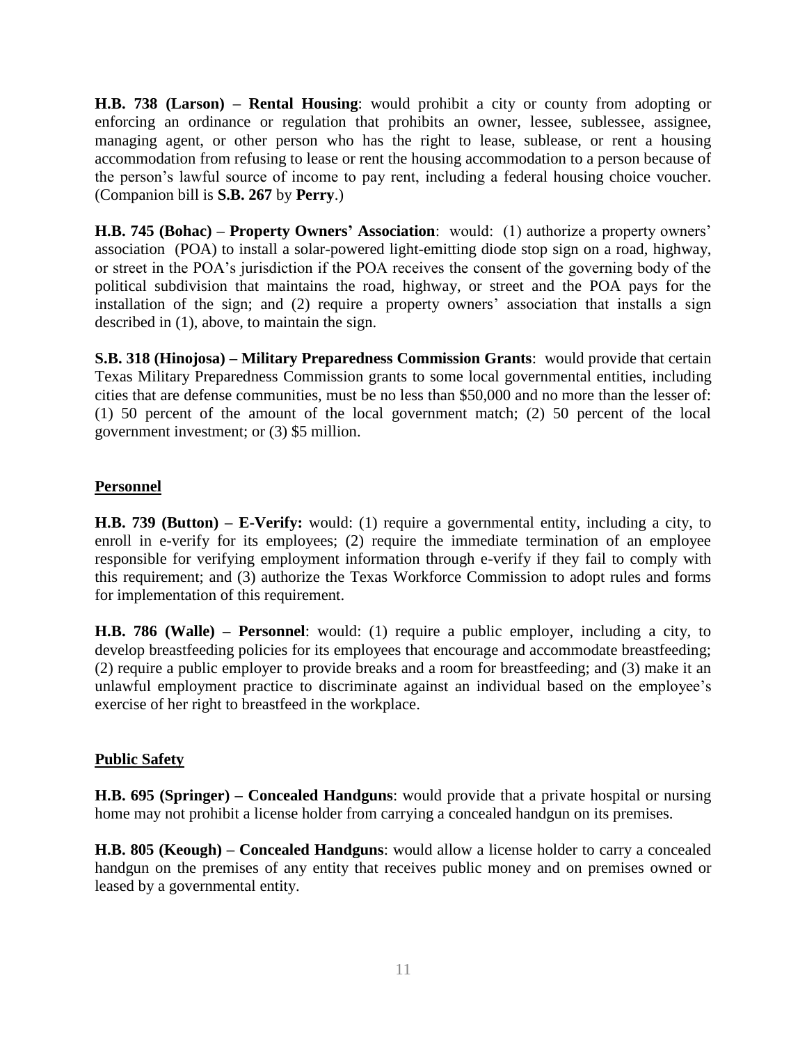**H.B. 738 (Larson) – Rental Housing**: would prohibit a city or county from adopting or enforcing an ordinance or regulation that prohibits an owner, lessee, sublessee, assignee, managing agent, or other person who has the right to lease, sublease, or rent a housing accommodation from refusing to lease or rent the housing accommodation to a person because of the person's lawful source of income to pay rent, including a federal housing choice voucher. (Companion bill is **S.B. 267** by **Perry**.)

**H.B. 745 (Bohac) – Property Owners' Association**: would: (1) authorize a property owners' association (POA) to install a solar-powered light-emitting diode stop sign on a road, highway, or street in the POA's jurisdiction if the POA receives the consent of the governing body of the political subdivision that maintains the road, highway, or street and the POA pays for the installation of the sign; and (2) require a property owners' association that installs a sign described in (1), above, to maintain the sign.

**S.B. 318 (Hinojosa) – Military Preparedness Commission Grants**: would provide that certain Texas Military Preparedness Commission grants to some local governmental entities, including cities that are defense communities, must be no less than $50,000 and no more than the lesser of: (1) 50 percent of the amount of the local government match; (2) 50 percent of the local government investment; or (3) $5 million.

## Personnel

**H.B. 739 (Button) – E-Verify:** would: (1) require a governmental entity, including a city, to enroll in e-verify for its employees; (2) require the immediate termination of an employee responsible for verifying employment information through e-verify if they fail to comply with this requirement; and (3) authorize the Texas Workforce Commission to adopt rules and forms for implementation of this requirement.

**H.B. 786 (Walle) – Personnel**: would: (1) require a public employer, including a city, to develop breastfeeding policies for its employees that encourage and accommodate breastfeeding; (2) require a public employer to provide breaks and a room for breastfeeding; and (3) make it an unlawful employment practice to discriminate against an individual based on the employee's exercise of her right to breastfeed in the workplace.

## Public Safety

**H.B. 695 (Springer) – Concealed Handguns**: would provide that a private hospital or nursing home may not prohibit a license holder from carrying a concealed handgun on its premises.

**H.B. 805 (Keough) – Concealed Handguns**: would allow a license holder to carry a concealed handgun on the premises of any entity that receives public money and on premises owned or leased by a governmental entity.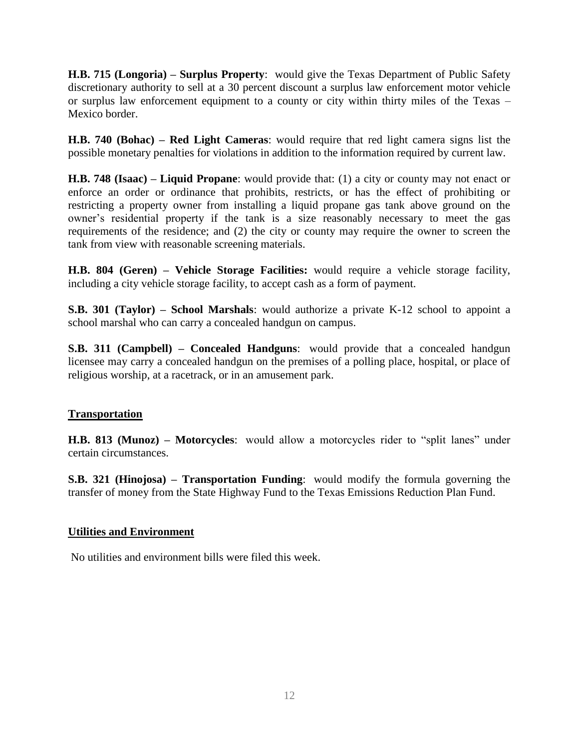**H.B. 715 (Longoria) – Surplus Property**: would give the Texas Department of Public Safety discretionary authority to sell at a 30 percent discount a surplus law enforcement motor vehicle or surplus law enforcement equipment to a county or city within thirty miles of the Texas – Mexico border.

**H.B. 740 (Bohac) – Red Light Cameras**: would require that red light camera signs list the possible monetary penalties for violations in addition to the information required by current law.

**H.B. 748 (Isaac) – Liquid Propane**: would provide that: (1) a city or county may not enact or enforce an order or ordinance that prohibits, restricts, or has the effect of prohibiting or restricting a property owner from installing a liquid propane gas tank above ground on the owner's residential property if the tank is a size reasonably necessary to meet the gas requirements of the residence; and (2) the city or county may require the owner to screen the tank from view with reasonable screening materials.

**H.B. 804 (Geren) – Vehicle Storage Facilities:** would require a vehicle storage facility, including a city vehicle storage facility, to accept cash as a form of payment.

**S.B. 301 (Taylor) – School Marshals**: would authorize a private K-12 school to appoint a school marshal who can carry a concealed handgun on campus.

**S.B. 311 (Campbell) – Concealed Handguns**: would provide that a concealed handgun licensee may carry a concealed handgun on the premises of a polling place, hospital, or place of religious worship, at a racetrack, or in an amusement park.

## Transportation

**H.B. 813 (Munoz) – Motorcycles**: would allow a motorcycles rider to "split lanes" under certain circumstances.

**S.B. 321 (Hinojosa) – Transportation Funding**: would modify the formula governing the transfer of money from the State Highway Fund to the Texas Emissions Reduction Plan Fund.

## Utilities and Environment

No utilities and environment bills were filed this week.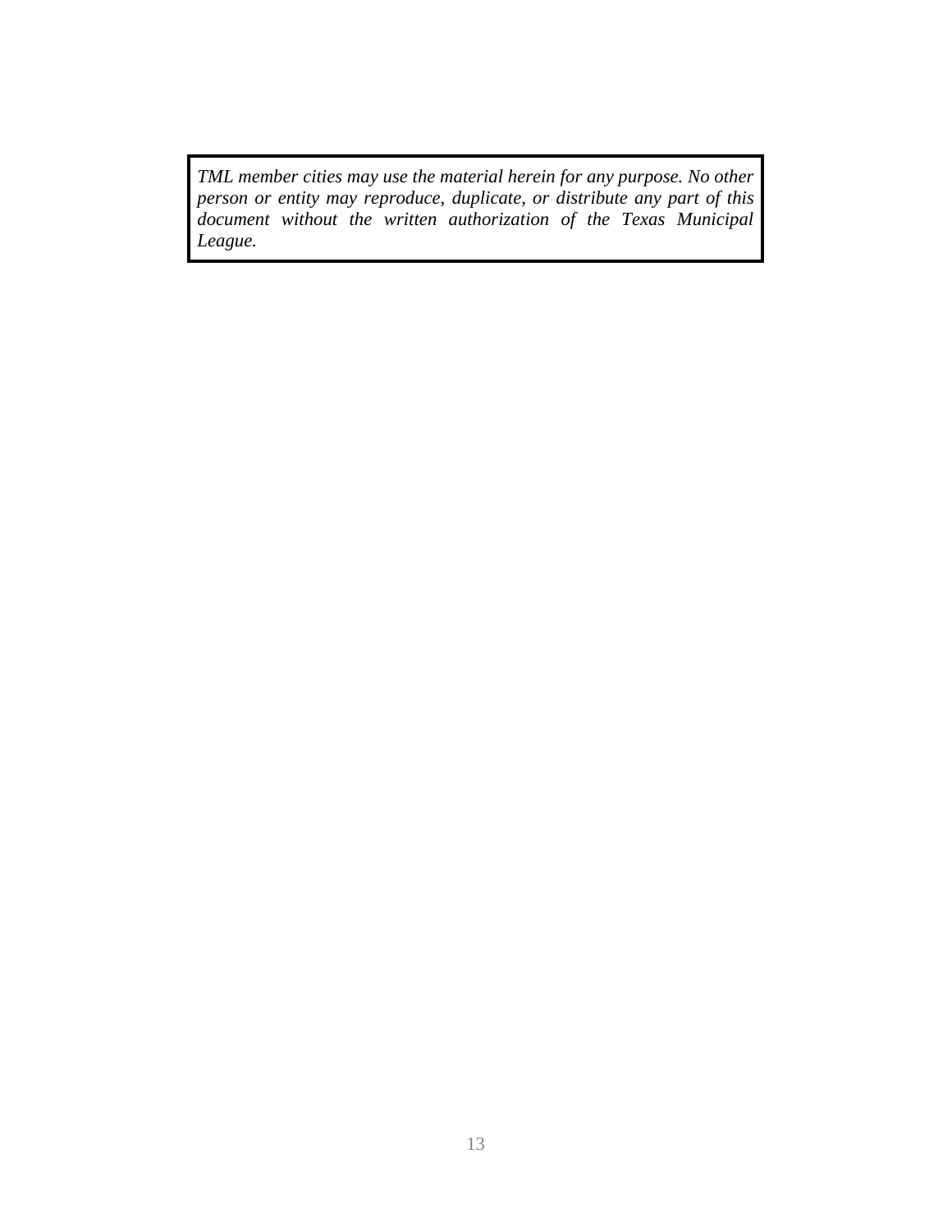*TML member cities may use the material herein for any purpose. No other person or entity may reproduce, duplicate, or distribute any part of this document without the written authorization of the Texas Municipal League.*